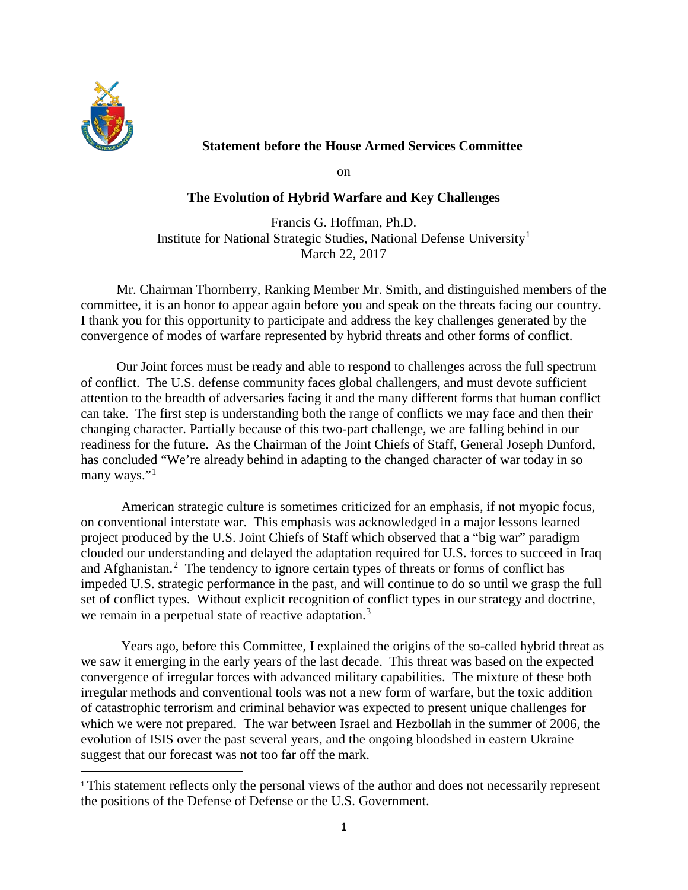**Statement before the House Armed Services Committee**

on

**The Evolution of Hybrid Warfare and Key Challenges**

Francis G. Hoffman, Ph.D.
Institute for National Strategic Studies, National Defense University[1]
March 22, 2017

Mr. Chairman Thornberry, Ranking Member Mr. Smith, and distinguished members of the committee, it is an honor to appear again before you and speak on the threats facing our country. I thank you for this opportunity to participate and address the key challenges generated by the convergence of modes of warfare represented by hybrid threats and other forms of conflict.

Our Joint forces must be ready and able to respond to challenges across the full spectrum of conflict. The U.S. defense community faces global challengers, and must devote sufficient attention to the breadth of adversaries facing it and the many different forms that human conflict can take. The first step is understanding both the range of conflicts we may face and then their changing character. Partially because of this two-part challenge, we are falling behind in our readiness for the future. As the Chairman of the Joint Chiefs of Staff, General Joseph Dunford, has concluded "We're already behind in adapting to the changed character of war today in so many ways."[1]

American strategic culture is sometimes criticized for an emphasis, if not myopic focus, on conventional interstate war. This emphasis was acknowledged in a major lessons learned project produced by the U.S. Joint Chiefs of Staff which observed that a "big war" paradigm clouded our understanding and delayed the adaptation required for U.S. forces to succeed in Iraq and Afghanistan.[2] The tendency to ignore certain types of threats or forms of conflict has impeded U.S. strategic performance in the past, and will continue to do so until we grasp the full set of conflict types. Without explicit recognition of conflict types in our strategy and doctrine, we remain in a perpetual state of reactive adaptation.[3]

Years ago, before this Committee, I explained the origins of the so-called hybrid threat as we saw it emerging in the early years of the last decade. This threat was based on the expected convergence of irregular forces with advanced military capabilities. The mixture of these both irregular methods and conventional tools was not a new form of warfare, but the toxic addition of catastrophic terrorism and criminal behavior was expected to present unique challenges for which we were not prepared. The war between Israel and Hezbollah in the summer of 2006, the evolution of ISIS over the past several years, and the ongoing bloodshed in eastern Ukraine suggest that our forecast was not too far off the mark.

---

[1] This statement reflects only the personal views of the author and does not necessarily represent the positions of the Defense of Defense or the U.S. Government.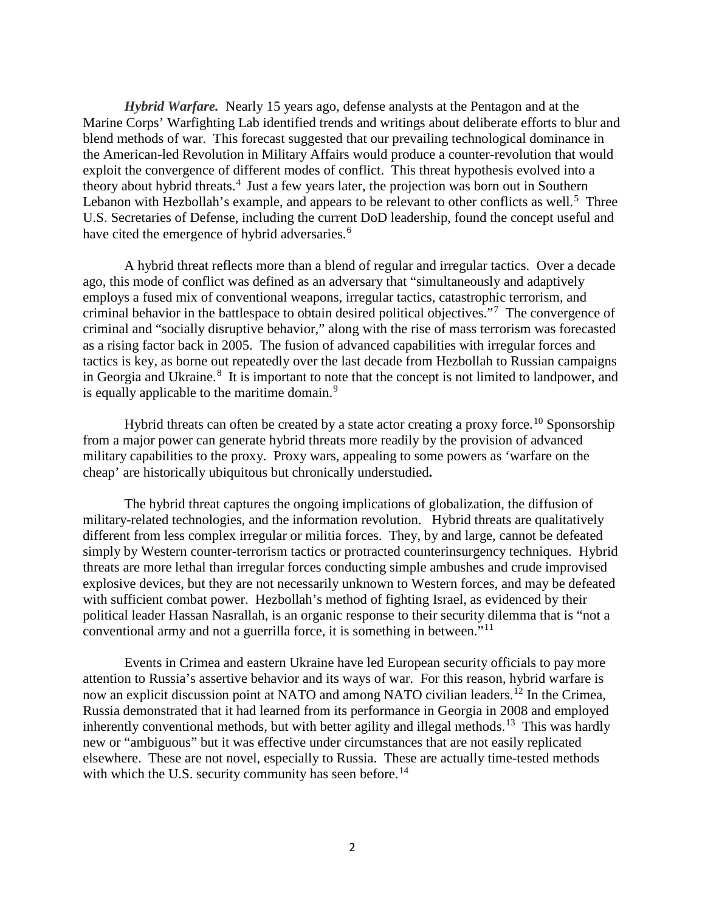***Hybrid Warfare.*** Nearly 15 years ago, defense analysts at the Pentagon and at the Marine Corps' Warfighting Lab identified trends and writings about deliberate efforts to blur and blend methods of war. This forecast suggested that our prevailing technological dominance in the American-led Revolution in Military Affairs would produce a counter-revolution that would exploit the convergence of different modes of conflict. This threat hypothesis evolved into a theory about hybrid threats.[4] Just a few years later, the projection was born out in Southern Lebanon with Hezbollah's example, and appears to be relevant to other conflicts as well.[5] Three U.S. Secretaries of Defense, including the current DoD leadership, found the concept useful and have cited the emergence of hybrid adversaries.[6]

A hybrid threat reflects more than a blend of regular and irregular tactics. Over a decade ago, this mode of conflict was defined as an adversary that "simultaneously and adaptively employs a fused mix of conventional weapons, irregular tactics, catastrophic terrorism, and criminal behavior in the battlespace to obtain desired political objectives."[7] The convergence of criminal and "socially disruptive behavior," along with the rise of mass terrorism was forecasted as a rising factor back in 2005. The fusion of advanced capabilities with irregular forces and tactics is key, as borne out repeatedly over the last decade from Hezbollah to Russian campaigns in Georgia and Ukraine.[8] It is important to note that the concept is not limited to landpower, and is equally applicable to the maritime domain.[9]

Hybrid threats can often be created by a state actor creating a proxy force.[10] Sponsorship from a major power can generate hybrid threats more readily by the provision of advanced military capabilities to the proxy. Proxy wars, appealing to some powers as 'warfare on the cheap' are historically ubiquitous but chronically understudied**.**

The hybrid threat captures the ongoing implications of globalization, the diffusion of military-related technologies, and the information revolution. Hybrid threats are qualitatively different from less complex irregular or militia forces. They, by and large, cannot be defeated simply by Western counter-terrorism tactics or protracted counterinsurgency techniques. Hybrid threats are more lethal than irregular forces conducting simple ambushes and crude improvised explosive devices, but they are not necessarily unknown to Western forces, and may be defeated with sufficient combat power. Hezbollah's method of fighting Israel, as evidenced by their political leader Hassan Nasrallah, is an organic response to their security dilemma that is "not a conventional army and not a guerrilla force, it is something in between."[11]

Events in Crimea and eastern Ukraine have led European security officials to pay more attention to Russia's assertive behavior and its ways of war. For this reason, hybrid warfare is now an explicit discussion point at NATO and among NATO civilian leaders.[12] In the Crimea, Russia demonstrated that it had learned from its performance in Georgia in 2008 and employed inherently conventional methods, but with better agility and illegal methods.[13] This was hardly new or "ambiguous" but it was effective under circumstances that are not easily replicated elsewhere. These are not novel, especially to Russia. These are actually time-tested methods with which the U.S. security community has seen before.[14]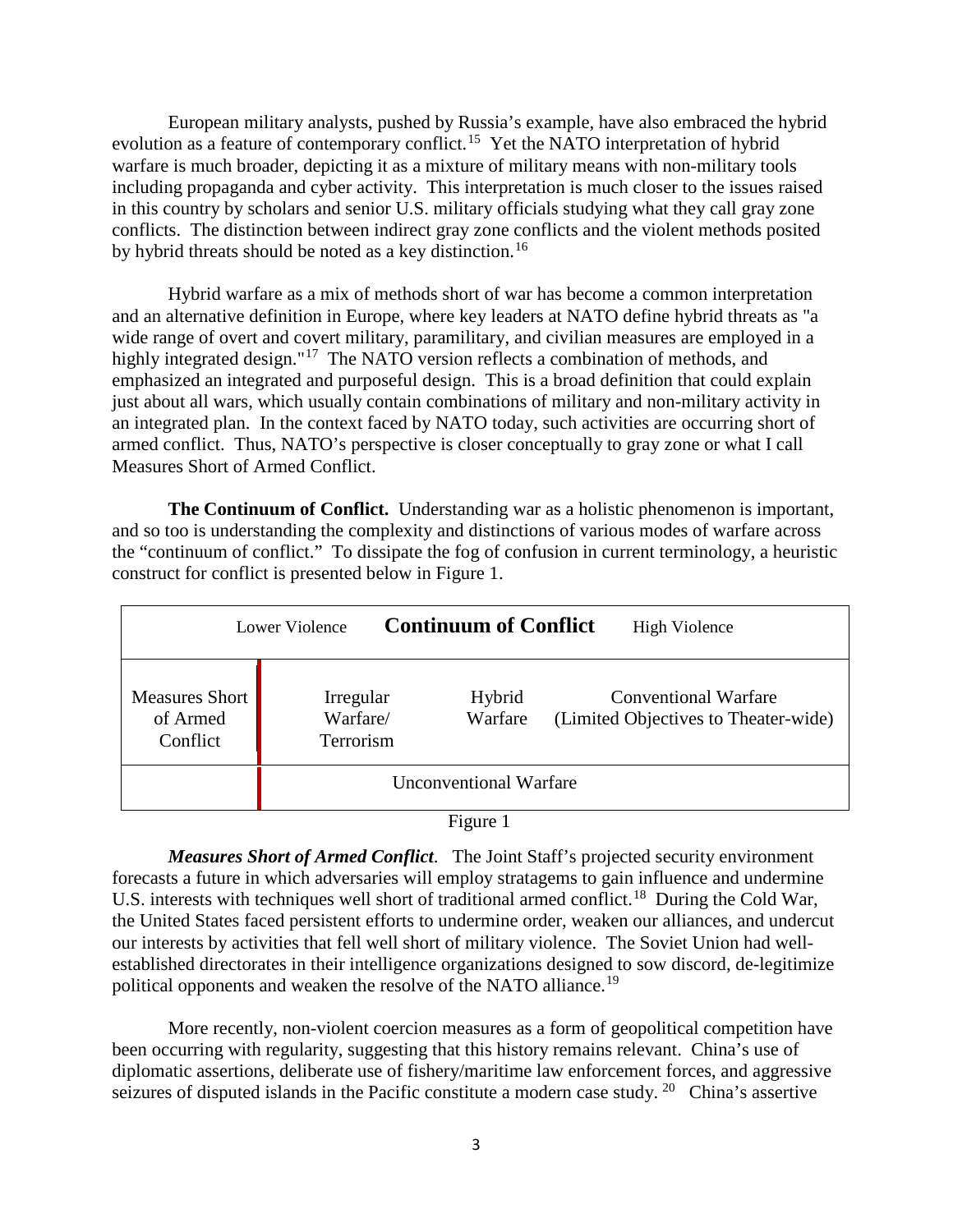European military analysts, pushed by Russia's example, have also embraced the hybrid evolution as a feature of contemporary conflict.[15] Yet the NATO interpretation of hybrid warfare is much broader, depicting it as a mixture of military means with non-military tools including propaganda and cyber activity. This interpretation is much closer to the issues raised in this country by scholars and senior U.S. military officials studying what they call gray zone conflicts. The distinction between indirect gray zone conflicts and the violent methods posited by hybrid threats should be noted as a key distinction.[16]

Hybrid warfare as a mix of methods short of war has become a common interpretation and an alternative definition in Europe, where key leaders at NATO define hybrid threats as "a wide range of overt and covert military, paramilitary, and civilian measures are employed in a highly integrated design."[17] The NATO version reflects a combination of methods, and emphasized an integrated and purposeful design. This is a broad definition that could explain just about all wars, which usually contain combinations of military and non-military activity in an integrated plan. In the context faced by NATO today, such activities are occurring short of armed conflict. Thus, NATO's perspective is closer conceptually to gray zone or what I call Measures Short of Armed Conflict.

**The Continuum of Conflict.** Understanding war as a holistic phenomenon is important, and so too is understanding the complexity and distinctions of various modes of warfare across the "continuum of conflict." To dissipate the fog of confusion in current terminology, a heuristic construct for conflict is presented below in Figure 1.

| Lower Violence | **Continuum of Conflict** | | High Violence |
|---|---|---|---|
| Measures Short of Armed Conflict | Irregular Warfare/ Terrorism | Hybrid Warfare | Conventional Warfare (Limited Objectives to Theater-wide) |
| | Unconventional Warfare | | |

Figure 1

***Measures Short of Armed Conflict****.* The Joint Staff's projected security environment forecasts a future in which adversaries will employ stratagems to gain influence and undermine U.S. interests with techniques well short of traditional armed conflict.[18] During the Cold War, the United States faced persistent efforts to undermine order, weaken our alliances, and undercut our interests by activities that fell well short of military violence. The Soviet Union had well-established directorates in their intelligence organizations designed to sow discord, de-legitimize political opponents and weaken the resolve of the NATO alliance.[19]

More recently, non-violent coercion measures as a form of geopolitical competition have been occurring with regularity, suggesting that this history remains relevant. China's use of diplomatic assertions, deliberate use of fishery/maritime law enforcement forces, and aggressive seizures of disputed islands in the Pacific constitute a modern case study. [20] China's assertive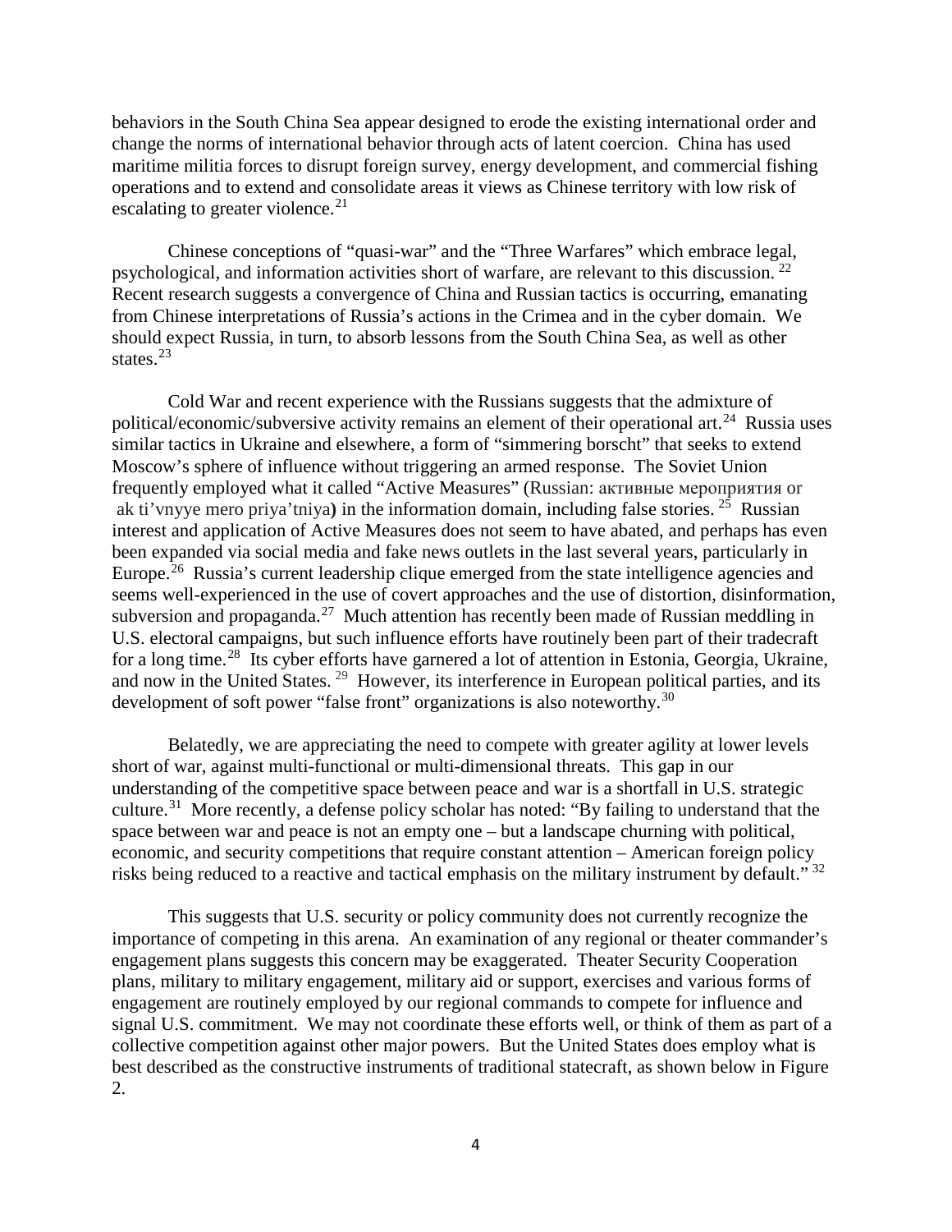behaviors in the South China Sea appear designed to erode the existing international order and change the norms of international behavior through acts of latent coercion. China has used maritime militia forces to disrupt foreign survey, energy development, and commercial fishing operations and to extend and consolidate areas it views as Chinese territory with low risk of escalating to greater violence.[21]

Chinese conceptions of "quasi-war" and the "Three Warfares" which embrace legal, psychological, and information activities short of warfare, are relevant to this discussion.[22] Recent research suggests a convergence of China and Russian tactics is occurring, emanating from Chinese interpretations of Russia's actions in the Crimea and in the cyber domain. We should expect Russia, in turn, to absorb lessons from the South China Sea, as well as other states.[23]

Cold War and recent experience with the Russians suggests that the admixture of political/economic/subversive activity remains an element of their operational art.[24] Russia uses similar tactics in Ukraine and elsewhere, a form of "simmering borscht" that seeks to extend Moscow's sphere of influence without triggering an armed response. The Soviet Union frequently employed what it called "Active Measures" (Russian: активные мероприятия or ak ti'vnyye mero priya'tniya) in the information domain, including false stories.[25] Russian interest and application of Active Measures does not seem to have abated, and perhaps has even been expanded via social media and fake news outlets in the last several years, particularly in Europe.[26] Russia's current leadership clique emerged from the state intelligence agencies and seems well-experienced in the use of covert approaches and the use of distortion, disinformation, subversion and propaganda.[27] Much attention has recently been made of Russian meddling in U.S. electoral campaigns, but such influence efforts have routinely been part of their tradecraft for a long time.[28] Its cyber efforts have garnered a lot of attention in Estonia, Georgia, Ukraine, and now in the United States.[29] However, its interference in European political parties, and its development of soft power "false front" organizations is also noteworthy.[30]

Belatedly, we are appreciating the need to compete with greater agility at lower levels short of war, against multi-functional or multi-dimensional threats. This gap in our understanding of the competitive space between peace and war is a shortfall in U.S. strategic culture.[31] More recently, a defense policy scholar has noted: "By failing to understand that the space between war and peace is not an empty one – but a landscape churning with political, economic, and security competitions that require constant attention – American foreign policy risks being reduced to a reactive and tactical emphasis on the military instrument by default."[32]

This suggests that U.S. security or policy community does not currently recognize the importance of competing in this arena. An examination of any regional or theater commander's engagement plans suggests this concern may be exaggerated. Theater Security Cooperation plans, military to military engagement, military aid or support, exercises and various forms of engagement are routinely employed by our regional commands to compete for influence and signal U.S. commitment. We may not coordinate these efforts well, or think of them as part of a collective competition against other major powers. But the United States does employ what is best described as the constructive instruments of traditional statecraft, as shown below in Figure 2.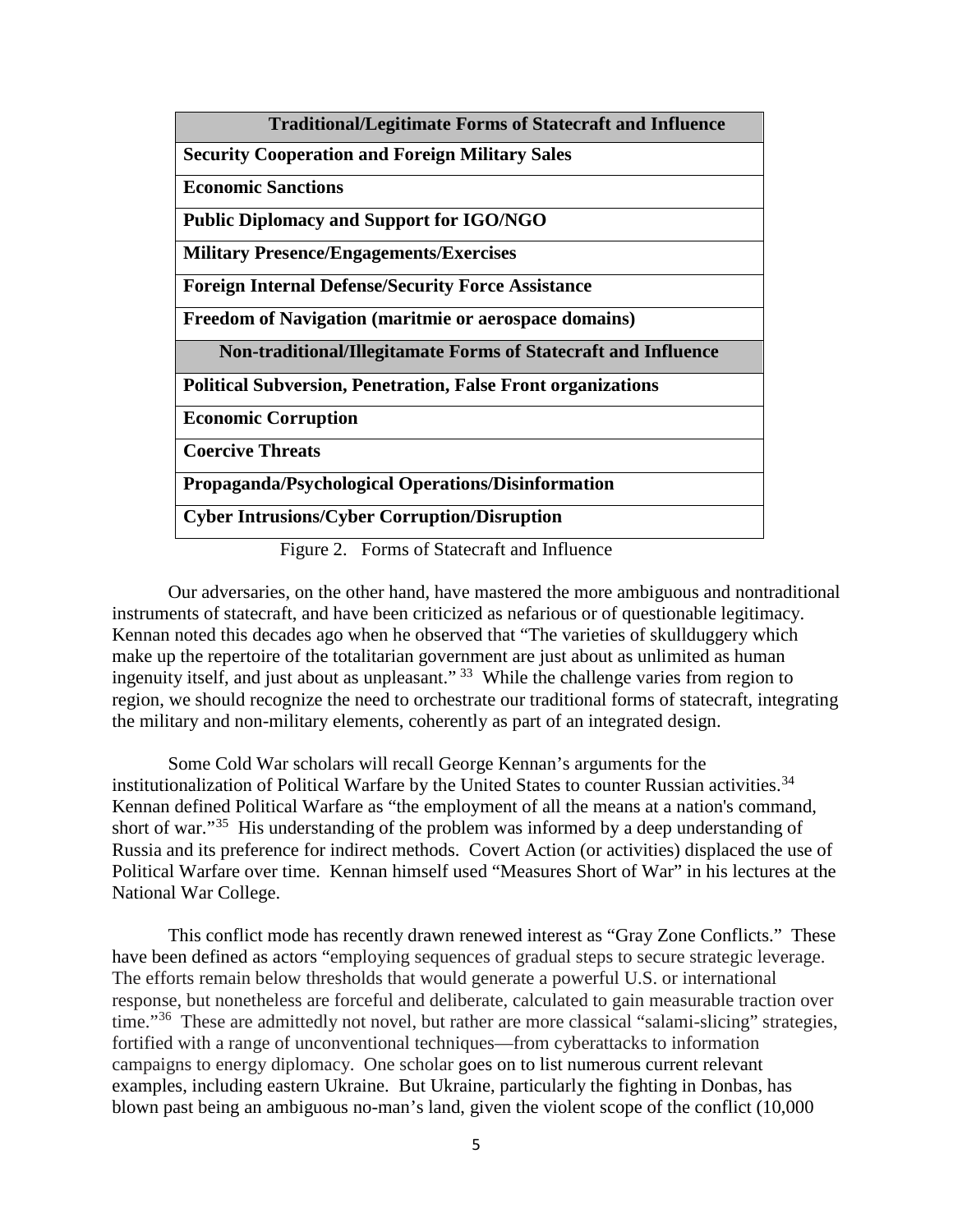| Traditional/Legitimate Forms of Statecraft and Influence |
| --- |
| **Security Cooperation and Foreign Military Sales** |
| **Economic Sanctions** |
| **Public Diplomacy and Support for IGO/NGO** |
| **Military Presence/Engagements/Exercises** |
| **Foreign Internal Defense/Security Force Assistance** |
| **Freedom of Navigation (maritmie or aerospace domains)** |
| **Non-traditional/Illegitamate Forms of Statecraft and Influence** |
| **Political Subversion, Penetration, False Front organizations** |
| **Economic Corruption** |
| **Coercive Threats** |
| **Propaganda/Psychological Operations/Disinformation** |
| **Cyber Intrusions/Cyber Corruption/Disruption** |

Figure 2. Forms of Statecraft and Influence

Our adversaries, on the other hand, have mastered the more ambiguous and nontraditional instruments of statecraft, and have been criticized as nefarious or of questionable legitimacy. Kennan noted this decades ago when he observed that "The varieties of skullduggery which make up the repertoire of the totalitarian government are just about as unlimited as human ingenuity itself, and just about as unpleasant." [33] While the challenge varies from region to region, we should recognize the need to orchestrate our traditional forms of statecraft, integrating the military and non-military elements, coherently as part of an integrated design.

Some Cold War scholars will recall George Kennan's arguments for the institutionalization of Political Warfare by the United States to counter Russian activities.[34] Kennan defined Political Warfare as "the employment of all the means at a nation's command, short of war."[35] His understanding of the problem was informed by a deep understanding of Russia and its preference for indirect methods. Covert Action (or activities) displaced the use of Political Warfare over time. Kennan himself used "Measures Short of War" in his lectures at the National War College.

This conflict mode has recently drawn renewed interest as "Gray Zone Conflicts." These have been defined as actors "employing sequences of gradual steps to secure strategic leverage. The efforts remain below thresholds that would generate a powerful U.S. or international response, but nonetheless are forceful and deliberate, calculated to gain measurable traction over time."[36] These are admittedly not novel, but rather are more classical "salami-slicing" strategies, fortified with a range of unconventional techniques—from cyberattacks to information campaigns to energy diplomacy. One scholar goes on to list numerous current relevant examples, including eastern Ukraine. But Ukraine, particularly the fighting in Donbas, has blown past being an ambiguous no-man's land, given the violent scope of the conflict (10,000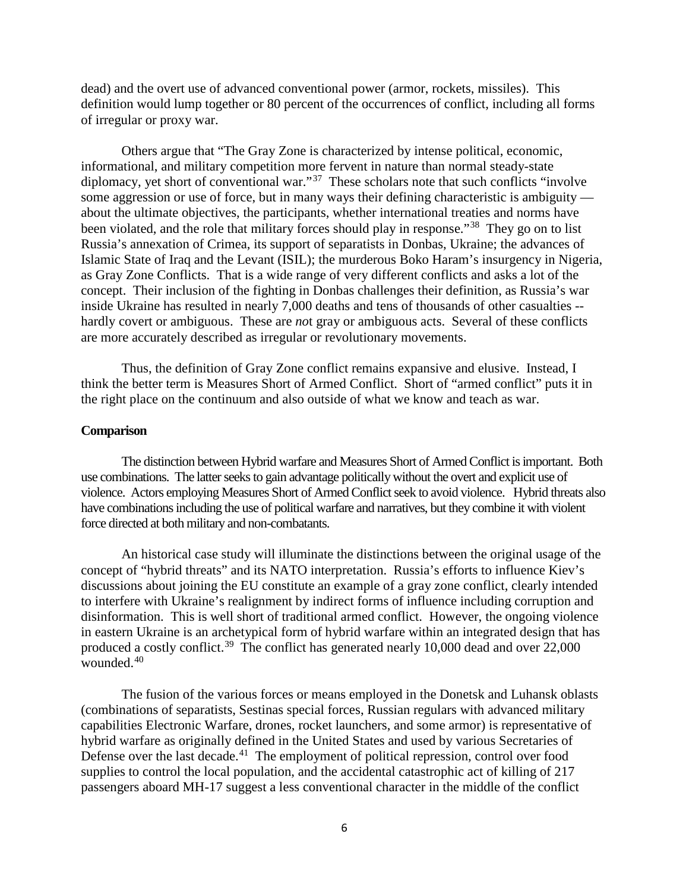dead) and the overt use of advanced conventional power (armor, rockets, missiles). This definition would lump together or 80 percent of the occurrences of conflict, including all forms of irregular or proxy war.

Others argue that "The Gray Zone is characterized by intense political, economic, informational, and military competition more fervent in nature than normal steady-state diplomacy, yet short of conventional war."[37] These scholars note that such conflicts "involve some aggression or use of force, but in many ways their defining characteristic is ambiguity — about the ultimate objectives, the participants, whether international treaties and norms have been violated, and the role that military forces should play in response."[38] They go on to list Russia's annexation of Crimea, its support of separatists in Donbas, Ukraine; the advances of Islamic State of Iraq and the Levant (ISIL); the murderous Boko Haram's insurgency in Nigeria, as Gray Zone Conflicts. That is a wide range of very different conflicts and asks a lot of the concept. Their inclusion of the fighting in Donbas challenges their definition, as Russia's war inside Ukraine has resulted in nearly 7,000 deaths and tens of thousands of other casualties -- hardly covert or ambiguous. These are *no*t gray or ambiguous acts. Several of these conflicts are more accurately described as irregular or revolutionary movements.

Thus, the definition of Gray Zone conflict remains expansive and elusive. Instead, I think the better term is Measures Short of Armed Conflict. Short of "armed conflict" puts it in the right place on the continuum and also outside of what we know and teach as war.

**Comparison**

The distinction between Hybrid warfare and Measures Short of Armed Conflict is important. Both use combinations. The latter seeks to gain advantage politically without the overt and explicit use of violence. Actors employing Measures Short of Armed Conflict seek to avoid violence. Hybrid threats also have combinations including the use of political warfare and narratives, but they combine it with violent force directed at both military and non-combatants.

An historical case study will illuminate the distinctions between the original usage of the concept of "hybrid threats" and its NATO interpretation. Russia's efforts to influence Kiev's discussions about joining the EU constitute an example of a gray zone conflict, clearly intended to interfere with Ukraine's realignment by indirect forms of influence including corruption and disinformation. This is well short of traditional armed conflict. However, the ongoing violence in eastern Ukraine is an archetypical form of hybrid warfare within an integrated design that has produced a costly conflict.[39] The conflict has generated nearly 10,000 dead and over 22,000 wounded.[40]

The fusion of the various forces or means employed in the Donetsk and Luhansk oblasts (combinations of separatists, Sestinas special forces, Russian regulars with advanced military capabilities Electronic Warfare, drones, rocket launchers, and some armor) is representative of hybrid warfare as originally defined in the United States and used by various Secretaries of Defense over the last decade.[41] The employment of political repression, control over food supplies to control the local population, and the accidental catastrophic act of killing of 217 passengers aboard MH-17 suggest a less conventional character in the middle of the conflict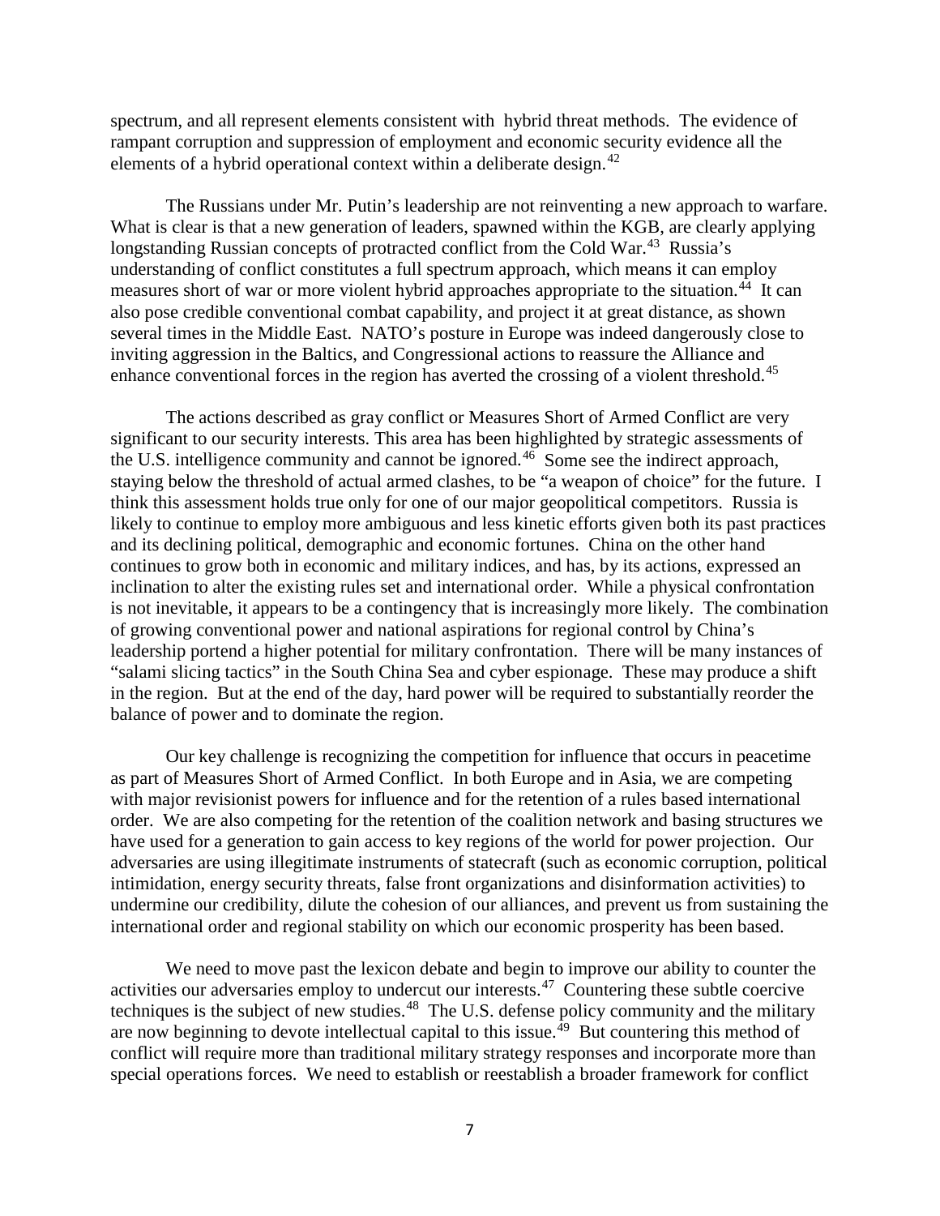spectrum, and all represent elements consistent with hybrid threat methods. The evidence of rampant corruption and suppression of employment and economic security evidence all the elements of a hybrid operational context within a deliberate design.[42]

The Russians under Mr. Putin's leadership are not reinventing a new approach to warfare. What is clear is that a new generation of leaders, spawned within the KGB, are clearly applying longstanding Russian concepts of protracted conflict from the Cold War.[43] Russia's understanding of conflict constitutes a full spectrum approach, which means it can employ measures short of war or more violent hybrid approaches appropriate to the situation.[44] It can also pose credible conventional combat capability, and project it at great distance, as shown several times in the Middle East. NATO's posture in Europe was indeed dangerously close to inviting aggression in the Baltics, and Congressional actions to reassure the Alliance and enhance conventional forces in the region has averted the crossing of a violent threshold.[45]

The actions described as gray conflict or Measures Short of Armed Conflict are very significant to our security interests. This area has been highlighted by strategic assessments of the U.S. intelligence community and cannot be ignored.[46] Some see the indirect approach, staying below the threshold of actual armed clashes, to be "a weapon of choice" for the future. I think this assessment holds true only for one of our major geopolitical competitors. Russia is likely to continue to employ more ambiguous and less kinetic efforts given both its past practices and its declining political, demographic and economic fortunes. China on the other hand continues to grow both in economic and military indices, and has, by its actions, expressed an inclination to alter the existing rules set and international order. While a physical confrontation is not inevitable, it appears to be a contingency that is increasingly more likely. The combination of growing conventional power and national aspirations for regional control by China's leadership portend a higher potential for military confrontation. There will be many instances of "salami slicing tactics" in the South China Sea and cyber espionage. These may produce a shift in the region. But at the end of the day, hard power will be required to substantially reorder the balance of power and to dominate the region.

Our key challenge is recognizing the competition for influence that occurs in peacetime as part of Measures Short of Armed Conflict. In both Europe and in Asia, we are competing with major revisionist powers for influence and for the retention of a rules based international order. We are also competing for the retention of the coalition network and basing structures we have used for a generation to gain access to key regions of the world for power projection. Our adversaries are using illegitimate instruments of statecraft (such as economic corruption, political intimidation, energy security threats, false front organizations and disinformation activities) to undermine our credibility, dilute the cohesion of our alliances, and prevent us from sustaining the international order and regional stability on which our economic prosperity has been based.

We need to move past the lexicon debate and begin to improve our ability to counter the activities our adversaries employ to undercut our interests.[47] Countering these subtle coercive techniques is the subject of new studies.[48] The U.S. defense policy community and the military are now beginning to devote intellectual capital to this issue.[49] But countering this method of conflict will require more than traditional military strategy responses and incorporate more than special operations forces. We need to establish or reestablish a broader framework for conflict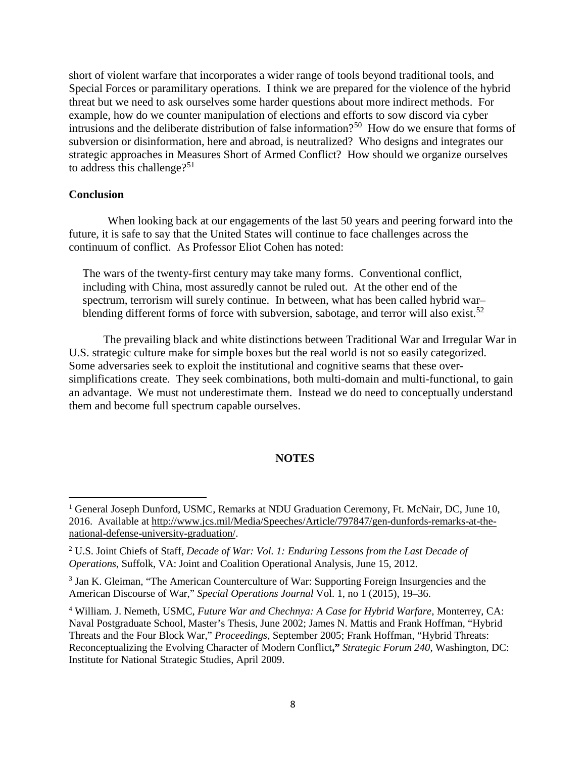short of violent warfare that incorporates a wider range of tools beyond traditional tools, and Special Forces or paramilitary operations. I think we are prepared for the violence of the hybrid threat but we need to ask ourselves some harder questions about more indirect methods. For example, how do we counter manipulation of elections and efforts to sow discord via cyber intrusions and the deliberate distribution of false information?[50] How do we ensure that forms of subversion or disinformation, here and abroad, is neutralized? Who designs and integrates our strategic approaches in Measures Short of Armed Conflict? How should we organize ourselves to address this challenge?[51]

**Conclusion**

When looking back at our engagements of the last 50 years and peering forward into the future, it is safe to say that the United States will continue to face challenges across the continuum of conflict. As Professor Eliot Cohen has noted:

> The wars of the twenty-first century may take many forms. Conventional conflict, including with China, most assuredly cannot be ruled out. At the other end of the spectrum, terrorism will surely continue. In between, what has been called hybrid war–blending different forms of force with subversion, sabotage, and terror will also exist.[52]

The prevailing black and white distinctions between Traditional War and Irregular War in U.S. strategic culture make for simple boxes but the real world is not so easily categorized. Some adversaries seek to exploit the institutional and cognitive seams that these over-simplifications create. They seek combinations, both multi-domain and multi-functional, to gain an advantage. We must not underestimate them. Instead we do need to conceptually understand them and become full spectrum capable ourselves.

**NOTES**

[1] General Joseph Dunford, USMC, Remarks at NDU Graduation Ceremony, Ft. McNair, DC, June 10, 2016. Available at http://www.jcs.mil/Media/Speeches/Article/797847/gen-dunfords-remarks-at-the-national-defense-university-graduation/.

[2] U.S. Joint Chiefs of Staff, *Decade of War: Vol. 1: Enduring Lessons from the Last Decade of Operations*, Suffolk, VA: Joint and Coalition Operational Analysis, June 15, 2012.

[3] Jan K. Gleiman, "The American Counterculture of War: Supporting Foreign Insurgencies and the American Discourse of War," *Special Operations Journal* Vol. 1, no 1 (2015), 19–36.

[4] William. J. Nemeth, USMC, *Future War and Chechnya: A Case for Hybrid Warfare*, Monterrey, CA: Naval Postgraduate School, Master's Thesis, June 2002; James N. Mattis and Frank Hoffman, "Hybrid Threats and the Four Block War," *Proceedings*, September 2005; Frank Hoffman, "Hybrid Threats: Reconceptualizing the Evolving Character of Modern Conflict**,"** *Strategic Forum 240*, Washington, DC: Institute for National Strategic Studies, April 2009.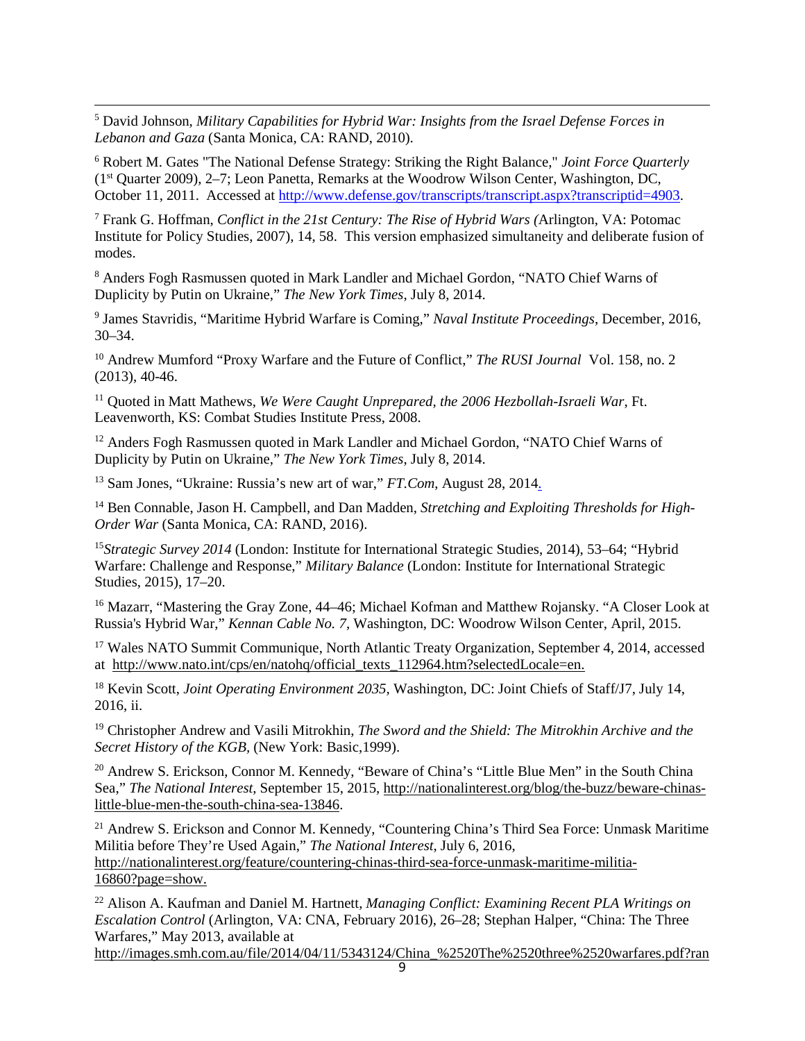[5] David Johnson, *Military Capabilities for Hybrid War: Insights from the Israel Defense Forces in Lebanon and Gaza* (Santa Monica, CA: RAND, 2010).

[6] Robert M. Gates "The National Defense Strategy: Striking the Right Balance," *Joint Force Quarterly* (1st Quarter 2009), 2–7; Leon Panetta, Remarks at the Woodrow Wilson Center, Washington, DC, October 11, 2011. Accessed at http://www.defense.gov/transcripts/transcript.aspx?transcriptid=4903.

[7] Frank G. Hoffman, *Conflict in the 21st Century: The Rise of Hybrid Wars (*Arlington, VA: Potomac Institute for Policy Studies, 2007), 14, 58. This version emphasized simultaneity and deliberate fusion of modes.

[8] Anders Fogh Rasmussen quoted in Mark Landler and Michael Gordon, "NATO Chief Warns of Duplicity by Putin on Ukraine," *The New York Times*, July 8, 2014.

[9] James Stavridis, "Maritime Hybrid Warfare is Coming," *Naval Institute Proceedings*, December, 2016, 30–34.

[10] Andrew Mumford "Proxy Warfare and the Future of Conflict," *The RUSI Journal* Vol. 158, no. 2 (2013), 40-46.

[11] Quoted in Matt Mathews, *We Were Caught Unprepared, the 2006 Hezbollah-Israeli War*, Ft. Leavenworth, KS: Combat Studies Institute Press, 2008.

[12] Anders Fogh Rasmussen quoted in Mark Landler and Michael Gordon, "NATO Chief Warns of Duplicity by Putin on Ukraine," *The New York Times*, July 8, 2014.

[13] Sam Jones, "Ukraine: Russia's new art of war," *FT.Com*, August 28, 2014.

[14] Ben Connable, Jason H. Campbell, and Dan Madden, *Stretching and Exploiting Thresholds for High-Order War* (Santa Monica, CA: RAND, 2016).

[15] *Strategic Survey 2014* (London: Institute for International Strategic Studies, 2014), 53–64; "Hybrid Warfare: Challenge and Response," *Military Balance* (London: Institute for International Strategic Studies, 2015), 17–20.

[16] Mazarr, "Mastering the Gray Zone, 44–46; Michael Kofman and Matthew Rojansky. "A Closer Look at Russia's Hybrid War," *Kennan Cable No. 7*, Washington, DC: Woodrow Wilson Center, April, 2015.

[17] Wales NATO Summit Communique, North Atlantic Treaty Organization, September 4, 2014, accessed at http://www.nato.int/cps/en/natohq/official_texts_112964.htm?selectedLocale=en.

[18] Kevin Scott, *Joint Operating Environment 2035,* Washington, DC: Joint Chiefs of Staff/J7, July 14, 2016, ii.

[19] Christopher Andrew and Vasili Mitrokhin, *The Sword and the Shield: The Mitrokhin Archive and the Secret History of the KGB,* (New York: Basic,1999).

[20] Andrew S. Erickson, Connor M. Kennedy, "Beware of China's "Little Blue Men" in the South China Sea," *The National Interest*, September 15, 2015, http://nationalinterest.org/blog/the-buzz/beware-chinas-little-blue-men-the-south-china-sea-13846.

[21] Andrew S. Erickson and Connor M. Kennedy, "Countering China's Third Sea Force: Unmask Maritime Militia before They're Used Again," *The National Interest*, July 6, 2016, http://nationalinterest.org/feature/countering-chinas-third-sea-force-unmask-maritime-militia-16860?page=show.

[22] Alison A. Kaufman and Daniel M. Hartnett, *Managing Conflict: Examining Recent PLA Writings on Escalation Control* (Arlington, VA: CNA, February 2016), 26–28; Stephan Halper, "China: The Three Warfares," May 2013, available at http://images.smh.com.au/file/2014/04/11/5343124/China_%2520The%2520three%2520warfares.pdf?ran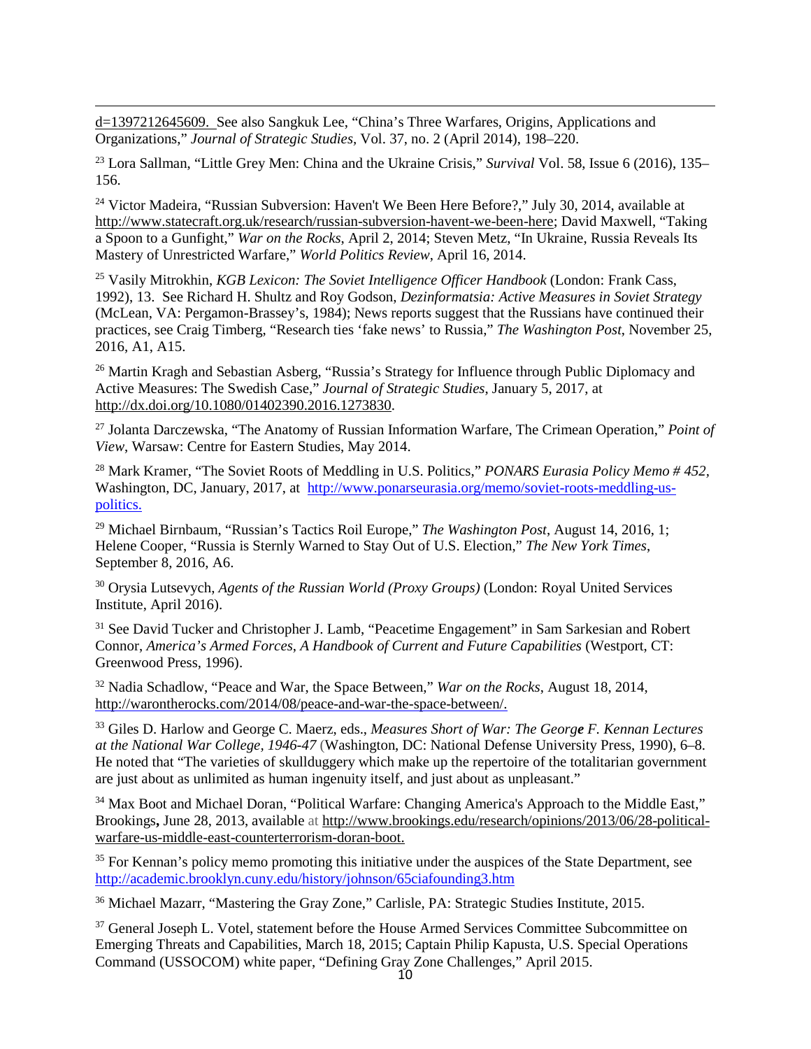d=1397212645609. See also Sangkuk Lee, "China's Three Warfares, Origins, Applications and Organizations," *Journal of Strategic Studies,* Vol. 37, no. 2 (April 2014), 198–220.

[23] Lora Sallman, "Little Grey Men: China and the Ukraine Crisis," *Survival* Vol. 58, Issue 6 (2016), 135–156.

[24] Victor Madeira, "Russian Subversion: Haven't We Been Here Before?," July 30, 2014, available at http://www.statecraft.org.uk/research/russian-subversion-havent-we-been-here; David Maxwell, "Taking a Spoon to a Gunfight," *War on the Rocks*, April 2, 2014; Steven Metz, "In Ukraine, Russia Reveals Its Mastery of Unrestricted Warfare," *World Politics Review*, April 16, 2014.

[25] Vasily Mitrokhin, *KGB Lexicon: The Soviet Intelligence Officer Handbook* (London: Frank Cass, 1992), 13. See Richard H. Shultz and Roy Godson, *Dezinformatsia: Active Measures in Soviet Strategy* (McLean, VA: Pergamon-Brassey's, 1984); News reports suggest that the Russians have continued their practices, see Craig Timberg, "Research ties 'fake news' to Russia," *The Washington Post*, November 25, 2016, A1, A15.

[26] Martin Kragh and Sebastian Asberg, "Russia's Strategy for Influence through Public Diplomacy and Active Measures: The Swedish Case," *Journal of Strategic Studies*, January 5, 2017, at http://dx.doi.org/10.1080/01402390.2016.1273830.

[27] Jolanta Darczewska, "The Anatomy of Russian Information Warfare, The Crimean Operation," *Point of View*, Warsaw: Centre for Eastern Studies, May 2014.

[28] Mark Kramer, "The Soviet Roots of Meddling in U.S. Politics," *PONARS Eurasia Policy Memo # 452*, Washington, DC, January, 2017, at http://www.ponarseurasia.org/memo/soviet-roots-meddling-us-politics.

[29] Michael Birnbaum, "Russian's Tactics Roil Europe," *The Washington Post*, August 14, 2016, 1; Helene Cooper, "Russia is Sternly Warned to Stay Out of U.S. Election," *The New York Times*, September 8, 2016, A6.

[30] Orysia Lutsevych, *Agents of the Russian World (Proxy Groups)* (London: Royal United Services Institute, April 2016).

[31] See David Tucker and Christopher J. Lamb, "Peacetime Engagement" in Sam Sarkesian and Robert Connor, *America's Armed Forces, A Handbook of Current and Future Capabilities* (Westport, CT: Greenwood Press, 1996).

[32] Nadia Schadlow, "Peace and War, the Space Between," *War on the Rocks*, August 18, 2014, http://warontherocks.com/2014/08/peace-and-war-the-space-between/.

[33] Giles D. Harlow and George C. Maerz, eds., *Measures Short of War: The George F. Kennan Lectures at the National War College, 1946-47* (Washington, DC: National Defense University Press, 1990), 6–8. He noted that "The varieties of skullduggery which make up the repertoire of the totalitarian government are just about as unlimited as human ingenuity itself, and just about as unpleasant."

[34] Max Boot and Michael Doran, "Political Warfare: Changing America's Approach to the Middle East," Brookings**,** June 28, 2013, available at http://www.brookings.edu/research/opinions/2013/06/28-political-warfare-us-middle-east-counterterrorism-doran-boot.

[35] For Kennan's policy memo promoting this initiative under the auspices of the State Department, see http://academic.brooklyn.cuny.edu/history/johnson/65ciafounding3.htm

[36] Michael Mazarr, "Mastering the Gray Zone," Carlisle, PA: Strategic Studies Institute, 2015.

[37] General Joseph L. Votel, statement before the House Armed Services Committee Subcommittee on Emerging Threats and Capabilities, March 18, 2015; Captain Philip Kapusta, U.S. Special Operations Command (USSOCOM) white paper, "Defining Gray Zone Challenges," April 2015.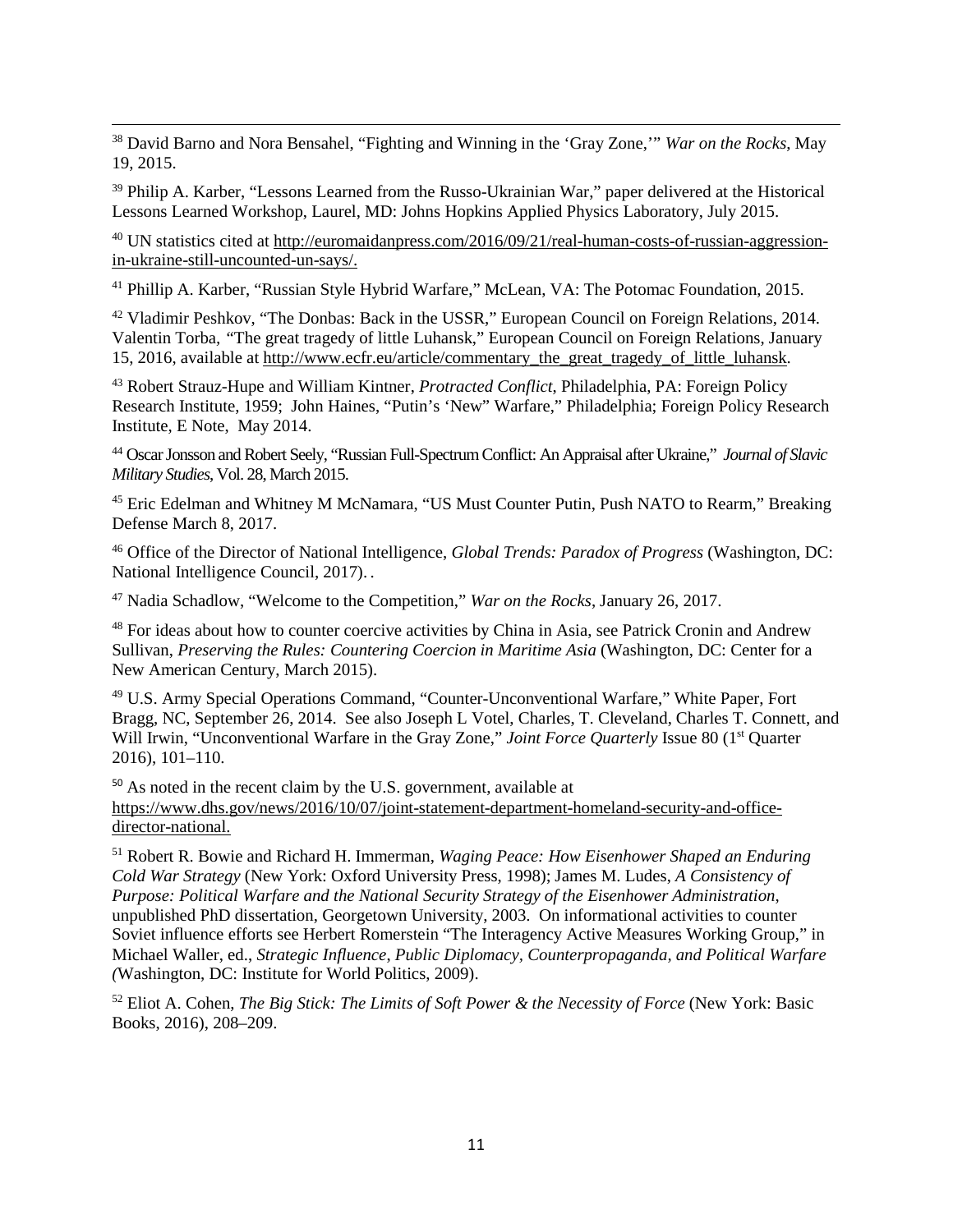[38] David Barno and Nora Bensahel, "Fighting and Winning in the 'Gray Zone,'" *War on the Rocks*, May 19, 2015.

[39] Philip A. Karber, "Lessons Learned from the Russo-Ukrainian War," paper delivered at the Historical Lessons Learned Workshop, Laurel, MD: Johns Hopkins Applied Physics Laboratory, July 2015.

[40] UN statistics cited at http://euromaidanpress.com/2016/09/21/real-human-costs-of-russian-aggression-in-ukraine-still-uncounted-un-says/.

[41] Phillip A. Karber, "Russian Style Hybrid Warfare," McLean, VA: The Potomac Foundation, 2015.

[42] Vladimir Peshkov, "The Donbas: Back in the USSR," European Council on Foreign Relations, 2014. Valentin Torba, "The great tragedy of little Luhansk," European Council on Foreign Relations, January 15, 2016, available at http://www.ecfr.eu/article/commentary_the_great_tragedy_of_little_luhansk.

[43] Robert Strauz-Hupe and William Kintner, *Protracted Conflict*, Philadelphia, PA: Foreign Policy Research Institute, 1959; John Haines, "Putin's 'New" Warfare," Philadelphia; Foreign Policy Research Institute, E Note, May 2014.

[44] Oscar Jonsson and Robert Seely, "Russian Full-Spectrum Conflict: An Appraisal after Ukraine," *Journal of Slavic Military Studies*, Vol. 28, March 2015.

[45] Eric Edelman and Whitney M McNamara, "US Must Counter Putin, Push NATO to Rearm," Breaking Defense March 8, 2017.

[46] Office of the Director of National Intelligence, *Global Trends: Paradox of Progress* (Washington, DC: National Intelligence Council, 2017). .

[47] Nadia Schadlow, "Welcome to the Competition," *War on the Rocks*, January 26, 2017.

[48] For ideas about how to counter coercive activities by China in Asia, see Patrick Cronin and Andrew Sullivan, *Preserving the Rules: Countering Coercion in Maritime Asia* (Washington, DC: Center for a New American Century, March 2015).

[49] U.S. Army Special Operations Command, "Counter-Unconventional Warfare," White Paper, Fort Bragg, NC, September 26, 2014. See also Joseph L Votel, Charles, T. Cleveland, Charles T. Connett, and Will Irwin, "Unconventional Warfare in the Gray Zone," *Joint Force Quarterly* Issue 80 (1st Quarter 2016), 101–110.

[50] As noted in the recent claim by the U.S. government, available at https://www.dhs.gov/news/2016/10/07/joint-statement-department-homeland-security-and-office-director-national.

[51] Robert R. Bowie and Richard H. Immerman, *Waging Peace: How Eisenhower Shaped an Enduring Cold War Strategy* (New York: Oxford University Press, 1998); James M. Ludes, *A Consistency of Purpose: Political Warfare and the National Security Strategy of the Eisenhower Administration*, unpublished PhD dissertation, Georgetown University, 2003. On informational activities to counter Soviet influence efforts see Herbert Romerstein "The Interagency Active Measures Working Group," in Michael Waller, ed., *Strategic Influence, Public Diplomacy, Counterpropaganda, and Political Warfare (*Washington, DC: Institute for World Politics, 2009).

[52] Eliot A. Cohen, *The Big Stick: The Limits of Soft Power & the Necessity of Force* (New York: Basic Books, 2016), 208–209.